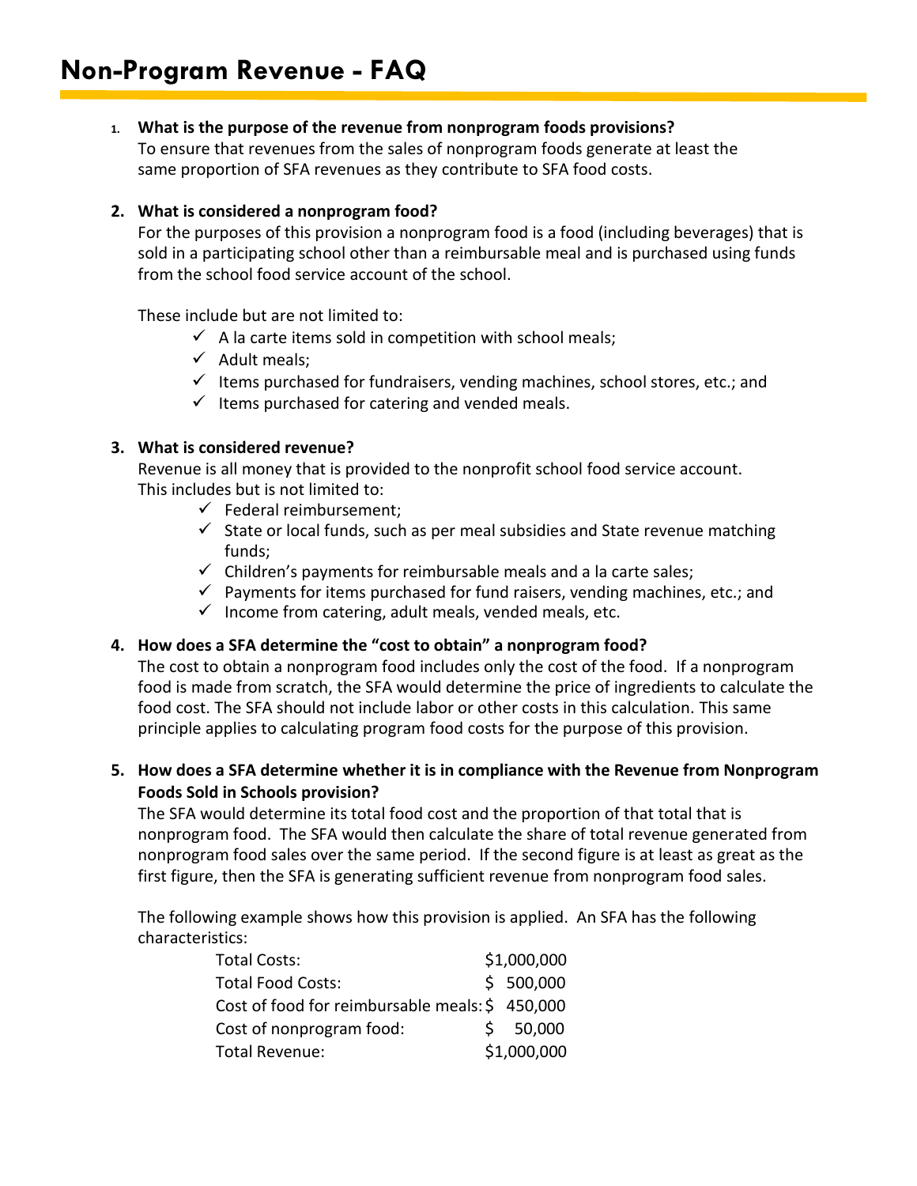# Non-Program Revenue - FAQ

1. **What is the purpose of the revenue from nonprogram foods provisions?**
   To ensure that revenues from the sales of nonprogram foods generate at least the same proportion of SFA revenues as they contribute to SFA food costs.

2. **What is considered a nonprogram food?**
   For the purposes of this provision a nonprogram food is a food (including beverages) that is sold in a participating school other than a reimbursable meal and is purchased using funds from the school food service account of the school.

   These include but are not limited to:
   - ✓ A la carte items sold in competition with school meals;
   - ✓ Adult meals;
   - ✓ Items purchased for fundraisers, vending machines, school stores, etc.; and
   - ✓ Items purchased for catering and vended meals.

3. **What is considered revenue?**
   Revenue is all money that is provided to the nonprofit school food service account. This includes but is not limited to:
   - ✓ Federal reimbursement;
   - ✓ State or local funds, such as per meal subsidies and State revenue matching funds;
   - ✓ Children's payments for reimbursable meals and a la carte sales;
   - ✓ Payments for items purchased for fund raisers, vending machines, etc.; and
   - ✓ Income from catering, adult meals, vended meals, etc.

4. **How does a SFA determine the "cost to obtain" a nonprogram food?**
   The cost to obtain a nonprogram food includes only the cost of the food. If a nonprogram food is made from scratch, the SFA would determine the price of ingredients to calculate the food cost. The SFA should not include labor or other costs in this calculation. This same principle applies to calculating program food costs for the purpose of this provision.

5. **How does a SFA determine whether it is in compliance with the Revenue from Nonprogram Foods Sold in Schools provision?**
   The SFA would determine its total food cost and the proportion of that total that is nonprogram food. The SFA would then calculate the share of total revenue generated from nonprogram food sales over the same period. If the second figure is at least as great as the first figure, then the SFA is generating sufficient revenue from nonprogram food sales.

   The following example shows how this provision is applied. An SFA has the following characteristics:

| | |
|---|---|
| Total Costs: | $1,000,000 |
| Total Food Costs: | $ 500,000 |
| Cost of food for reimbursable meals: | $ 450,000 |
| Cost of nonprogram food: | $ 50,000 |
| Total Revenue: | $1,000,000 |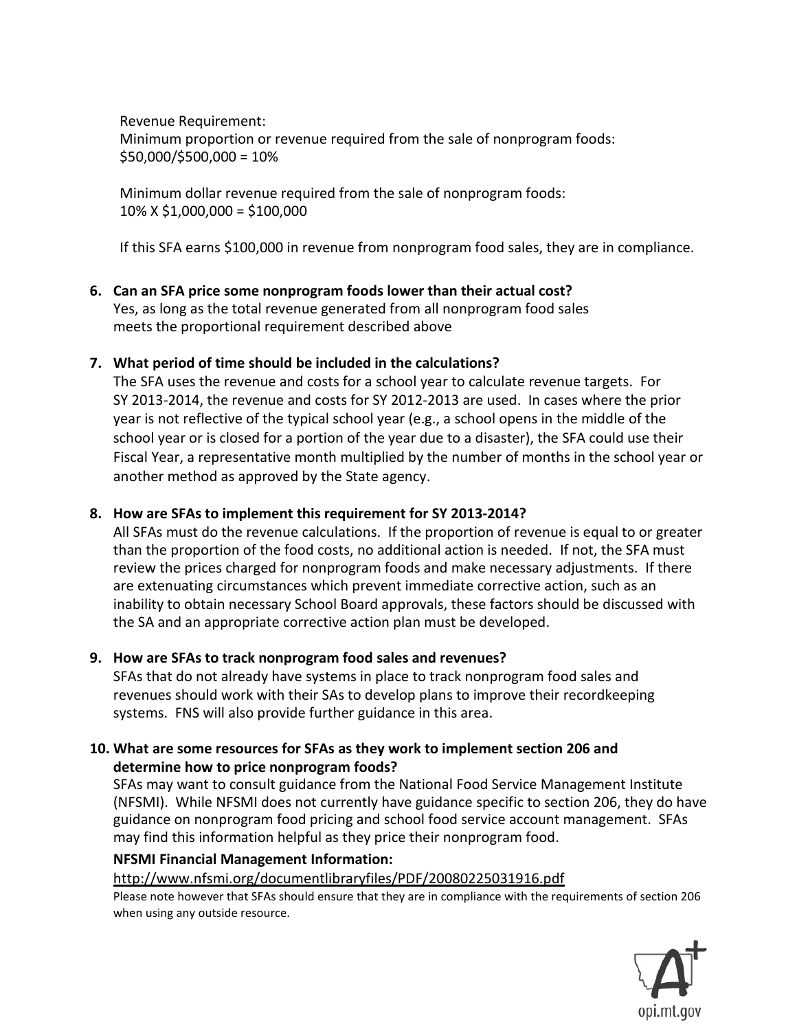Revenue Requirement:
Minimum proportion or revenue required from the sale of nonprogram foods:
$50,000/$500,000 = 10%

Minimum dollar revenue required from the sale of nonprogram foods:
10% X $1,000,000 = $100,000

If this SFA earns $100,000 in revenue from nonprogram food sales, they are in compliance.

6. **Can an SFA price some nonprogram foods lower than their actual cost?**
   Yes, as long as the total revenue generated from all nonprogram food sales meets the proportional requirement described above

7. **What period of time should be included in the calculations?**
   The SFA uses the revenue and costs for a school year to calculate revenue targets. For SY 2013-2014, the revenue and costs for SY 2012-2013 are used. In cases where the prior year is not reflective of the typical school year (e.g., a school opens in the middle of the school year or is closed for a portion of the year due to a disaster), the SFA could use their Fiscal Year, a representative month multiplied by the number of months in the school year or another method as approved by the State agency.

8. **How are SFAs to implement this requirement for SY 2013-2014?**
   All SFAs must do the revenue calculations. If the proportion of revenue is equal to or greater than the proportion of the food costs, no additional action is needed. If not, the SFA must review the prices charged for nonprogram foods and make necessary adjustments. If there are extenuating circumstances which prevent immediate corrective action, such as an inability to obtain necessary School Board approvals, these factors should be discussed with the SA and an appropriate corrective action plan must be developed.

9. **How are SFAs to track nonprogram food sales and revenues?**
   SFAs that do not already have systems in place to track nonprogram food sales and revenues should work with their SAs to develop plans to improve their recordkeeping systems. FNS will also provide further guidance in this area.

10. **What are some resources for SFAs as they work to implement section 206 and determine how to price nonprogram foods?**
    SFAs may want to consult guidance from the National Food Service Management Institute (NFSMI). While NFSMI does not currently have guidance specific to section 206, they do have guidance on nonprogram food pricing and school food service account management. SFAs may find this information helpful as they price their nonprogram food.

    **NFSMI Financial Management Information:**
    http://www.nfsmi.org/documentlibraryfiles/PDF/20080225031916.pdf
    Please note however that SFAs should ensure that they are in compliance with the requirements of section 206 when using any outside resource.

opi.mt.gov